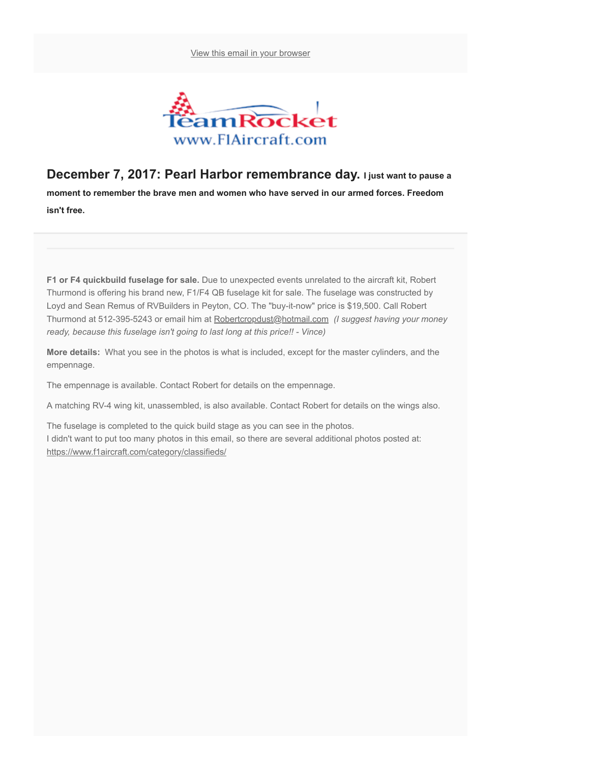View this email in your browser

TeamRocket
www.F1Aircraft.com

**December 7, 2017: Pearl Harbor remembrance day.** **I just want to pause a moment to remember the brave men and women who have served in our armed forces. Freedom isn't free.**

---

**F1 or F4 quickbuild fuselage for sale.** Due to unexpected events unrelated to the aircraft kit, Robert Thurmond is offering his brand new, F1/F4 QB fuselage kit for sale. The fuselage was constructed by Loyd and Sean Remus of RVBuilders in Peyton, CO. The "buy-it-now" price is $19,500. Call Robert Thurmond at 512-395-5243 or email him at Robertcropdust@hotmail.com *(I suggest having your money ready, because this fuselage isn't going to last long at this price!! - Vince)*

**More details:** What you see in the photos is what is included, except for the master cylinders, and the empennage.

The empennage is available. Contact Robert for details on the empennage.

A matching RV-4 wing kit, unassembled, is also available. Contact Robert for details on the wings also.

The fuselage is completed to the quick build stage as you can see in the photos.
I didn't want to put too many photos in this email, so there are several additional photos posted at:
https://www.f1aircraft.com/category/classifieds/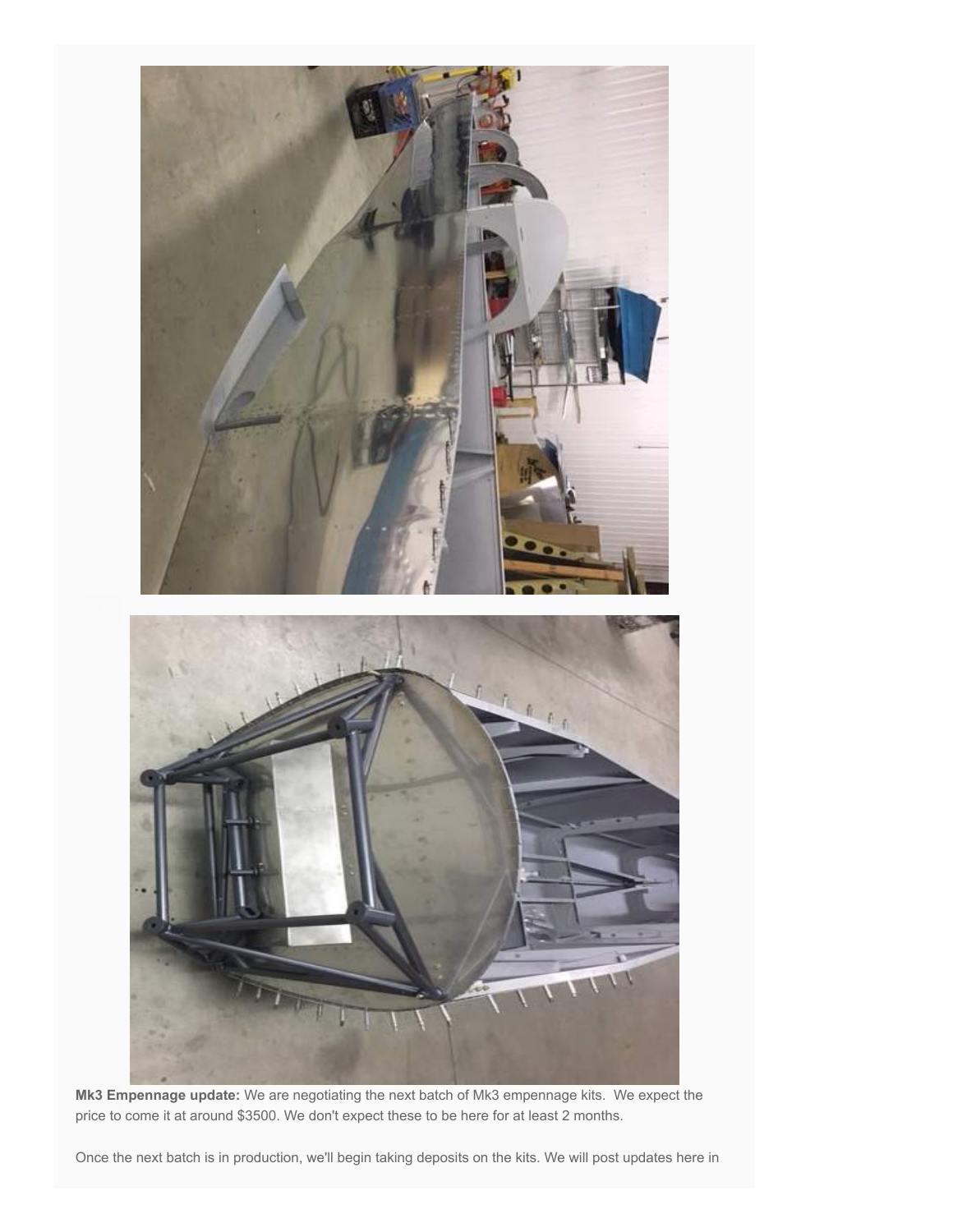**Mk3 Empennage update:** We are negotiating the next batch of Mk3 empennage kits. We expect the price to come it at around $3500. We don't expect these to be here for at least 2 months.

Once the next batch is in production, we'll begin taking deposits on the kits. We will post updates here in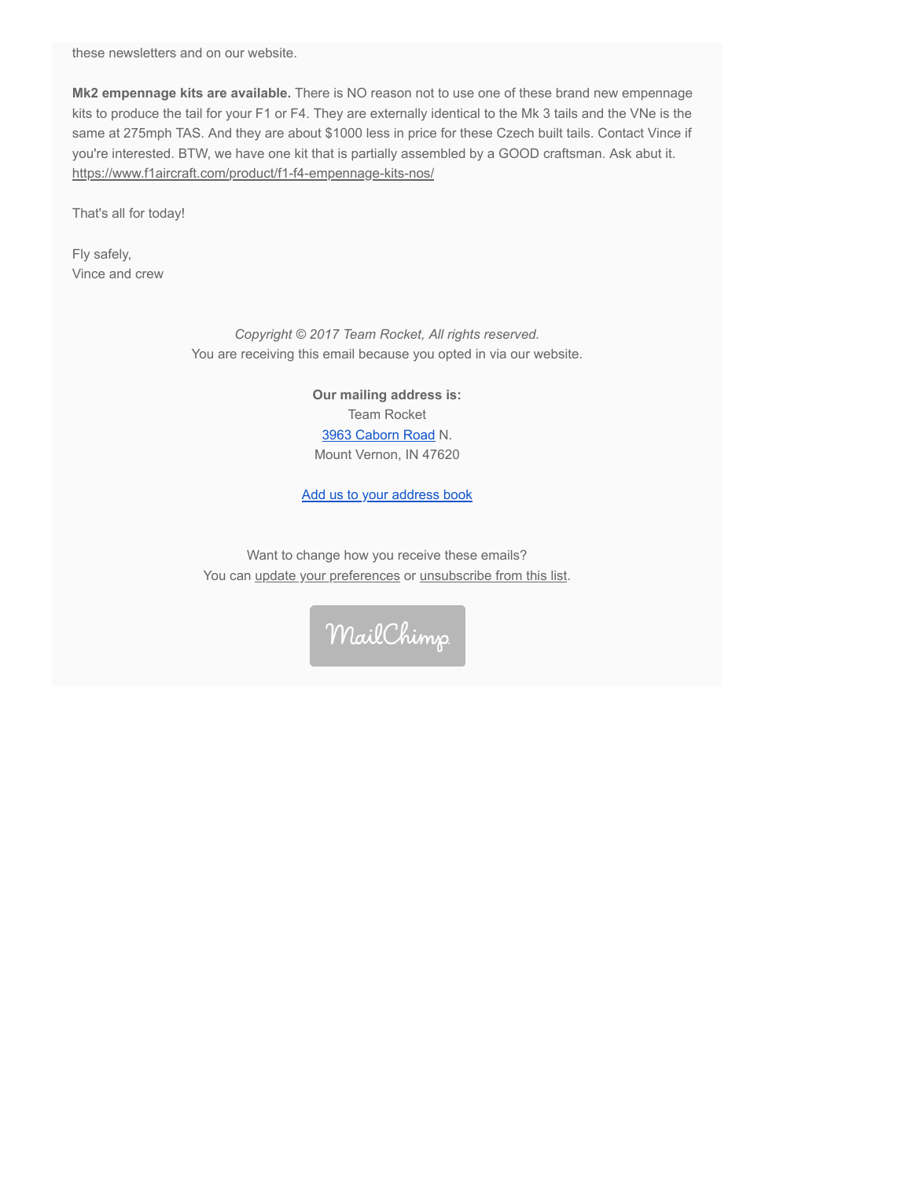these newsletters and on our website.

**Mk2 empennage kits are available.** There is NO reason not to use one of these brand new empennage kits to produce the tail for your F1 or F4. They are externally identical to the Mk 3 tails and the VNe is the same at 275mph TAS. And they are about $1000 less in price for these Czech built tails. Contact Vince if you're interested. BTW, we have one kit that is partially assembled by a GOOD craftsman. Ask abut it. https://www.f1aircraft.com/product/f1-f4-empennage-kits-nos/

That's all for today!

Fly safely,
Vince and crew

*Copyright © 2017 Team Rocket, All rights reserved.*
You are receiving this email because you opted in via our website.

**Our mailing address is:**
Team Rocket
3963 Caborn Road N.
Mount Vernon, IN 47620

Add us to your address book

Want to change how you receive these emails?
You can update your preferences or unsubscribe from this list.

MailChimp